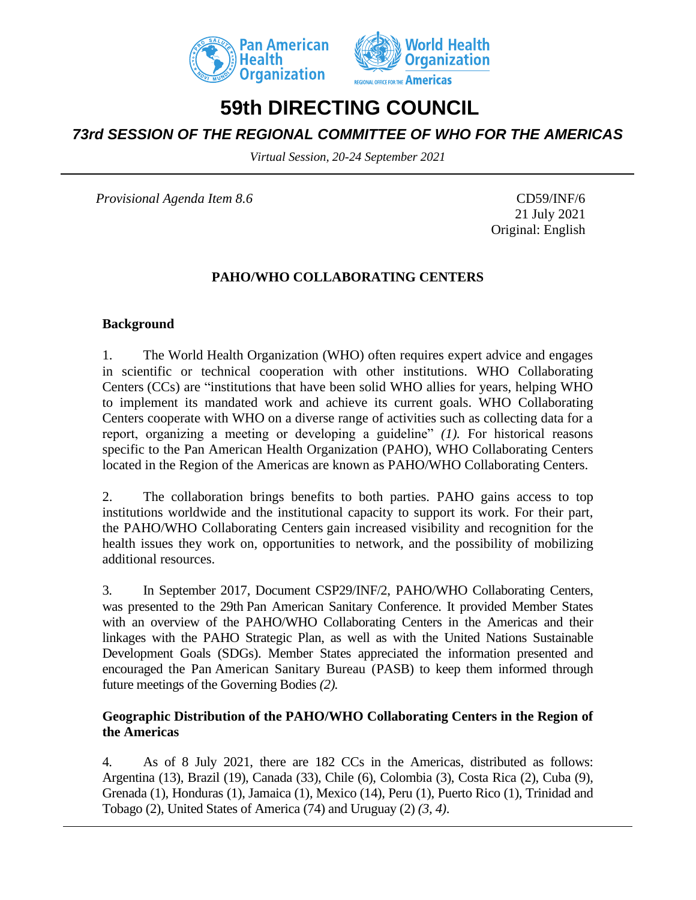# 59th DIRECTING COUNCIL

## *73rd SESSION OF THE REGIONAL COMMITTEE OF WHO FOR THE AMERICAS*

*Virtual Session, 20-24 September 2021*

*Provisional Agenda Item 8.6*

CD59/INF/6
21 July 2021
Original: English

### PAHO/WHO COLLABORATING CENTERS

#### Background

1. The World Health Organization (WHO) often requires expert advice and engages in scientific or technical cooperation with other institutions. WHO Collaborating Centers (CCs) are "institutions that have been solid WHO allies for years, helping WHO to implement its mandated work and achieve its current goals. WHO Collaborating Centers cooperate with WHO on a diverse range of activities such as collecting data for a report, organizing a meeting or developing a guideline" *(1).* For historical reasons specific to the Pan American Health Organization (PAHO), WHO Collaborating Centers located in the Region of the Americas are known as PAHO/WHO Collaborating Centers.

2. The collaboration brings benefits to both parties. PAHO gains access to top institutions worldwide and the institutional capacity to support its work. For their part, the PAHO/WHO Collaborating Centers gain increased visibility and recognition for the health issues they work on, opportunities to network, and the possibility of mobilizing additional resources.

3. In September 2017, Document CSP29/INF/2, PAHO/WHO Collaborating Centers, was presented to the 29th Pan American Sanitary Conference. It provided Member States with an overview of the PAHO/WHO Collaborating Centers in the Americas and their linkages with the PAHO Strategic Plan, as well as with the United Nations Sustainable Development Goals (SDGs). Member States appreciated the information presented and encouraged the Pan American Sanitary Bureau (PASB) to keep them informed through future meetings of the Governing Bodies *(2).*

#### Geographic Distribution of the PAHO/WHO Collaborating Centers in the Region of the Americas

4. As of 8 July 2021, there are 182 CCs in the Americas, distributed as follows: Argentina (13), Brazil (19), Canada (33), Chile (6), Colombia (3), Costa Rica (2), Cuba (9), Grenada (1), Honduras (1), Jamaica (1), Mexico (14), Peru (1), Puerto Rico (1), Trinidad and Tobago (2), United States of America (74) and Uruguay (2) *(3, 4).*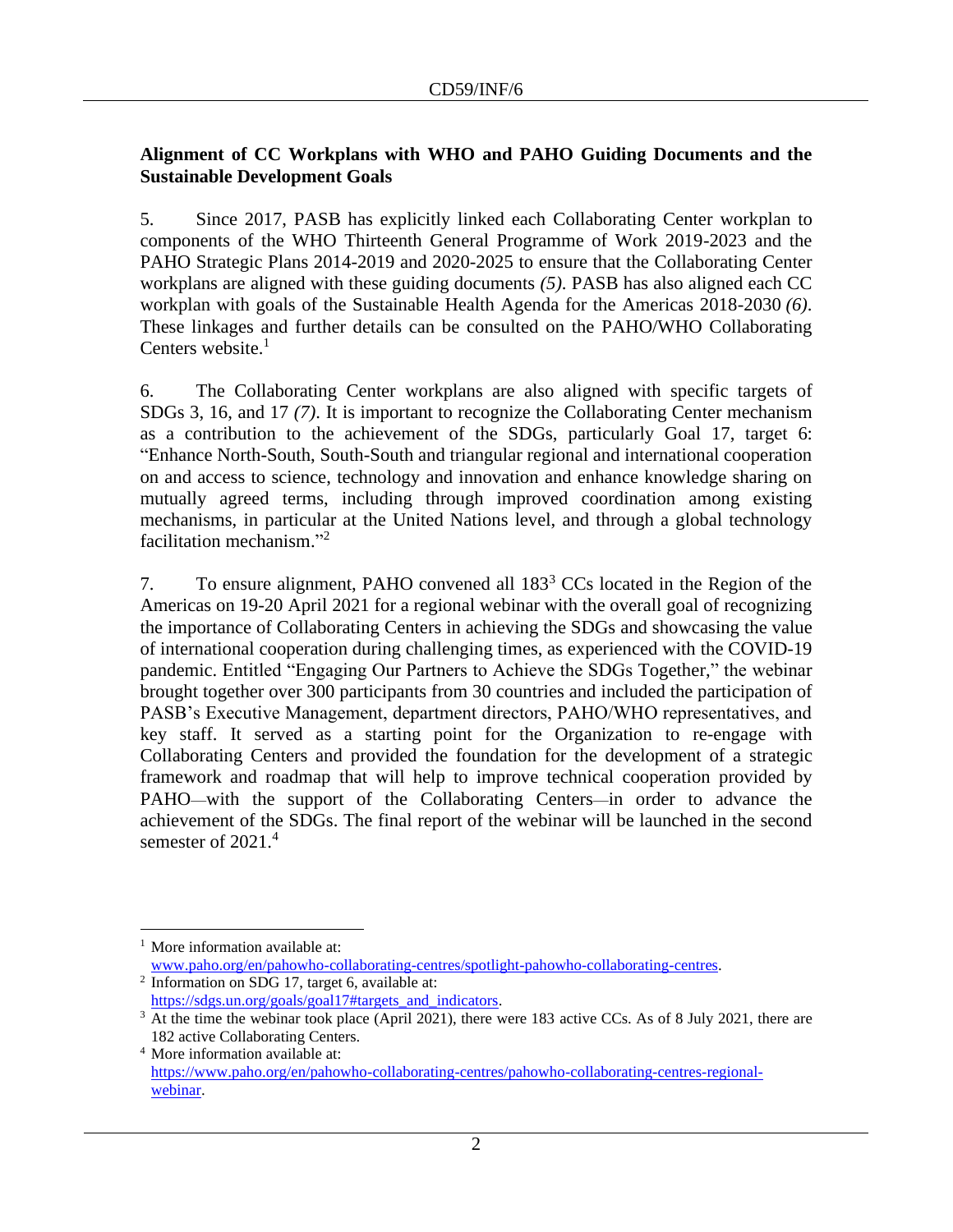**Alignment of CC Workplans with WHO and PAHO Guiding Documents and the Sustainable Development Goals**

5. Since 2017, PASB has explicitly linked each Collaborating Center workplan to components of the WHO Thirteenth General Programme of Work 2019-2023 and the PAHO Strategic Plans 2014-2019 and 2020-2025 to ensure that the Collaborating Center workplans are aligned with these guiding documents *(5)*. PASB has also aligned each CC workplan with goals of the Sustainable Health Agenda for the Americas 2018-2030 *(6)*. These linkages and further details can be consulted on the PAHO/WHO Collaborating Centers website.[1]

6. The Collaborating Center workplans are also aligned with specific targets of SDGs 3, 16, and 17 *(7)*. It is important to recognize the Collaborating Center mechanism as a contribution to the achievement of the SDGs, particularly Goal 17, target 6: "Enhance North-South, South-South and triangular regional and international cooperation on and access to science, technology and innovation and enhance knowledge sharing on mutually agreed terms, including through improved coordination among existing mechanisms, in particular at the United Nations level, and through a global technology facilitation mechanism."[2]

7. To ensure alignment, PAHO convened all 183[3] CCs located in the Region of the Americas on 19-20 April 2021 for a regional webinar with the overall goal of recognizing the importance of Collaborating Centers in achieving the SDGs and showcasing the value of international cooperation during challenging times, as experienced with the COVID-19 pandemic. Entitled "Engaging Our Partners to Achieve the SDGs Together," the webinar brought together over 300 participants from 30 countries and included the participation of PASB's Executive Management, department directors, PAHO/WHO representatives, and key staff. It served as a starting point for the Organization to re-engage with Collaborating Centers and provided the foundation for the development of a strategic framework and roadmap that will help to improve technical cooperation provided by PAHO—with the support of the Collaborating Centers—in order to advance the achievement of the SDGs. The final report of the webinar will be launched in the second semester of 2021.[4]

---

[1] More information available at: www.paho.org/en/pahowho-collaborating-centres/spotlight-pahowho-collaborating-centres.

[2] Information on SDG 17, target 6, available at: https://sdgs.un.org/goals/goal17#targets_and_indicators.

[3] At the time the webinar took place (April 2021), there were 183 active CCs. As of 8 July 2021, there are 182 active Collaborating Centers.

[4] More information available at: https://www.paho.org/en/pahowho-collaborating-centres/pahowho-collaborating-centres-regional-webinar.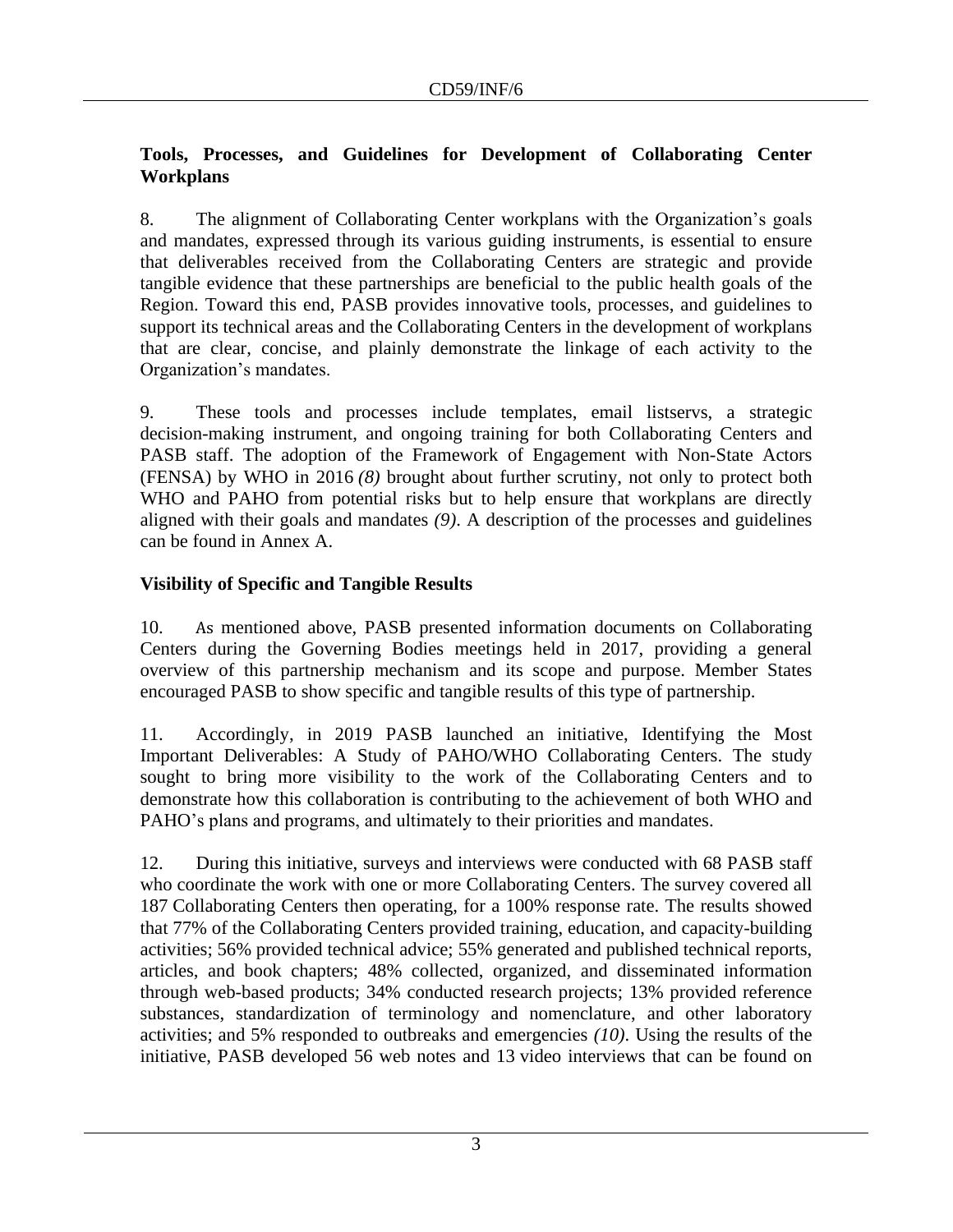**Tools, Processes, and Guidelines for Development of Collaborating Center Workplans**

8. The alignment of Collaborating Center workplans with the Organization's goals and mandates, expressed through its various guiding instruments, is essential to ensure that deliverables received from the Collaborating Centers are strategic and provide tangible evidence that these partnerships are beneficial to the public health goals of the Region. Toward this end, PASB provides innovative tools, processes, and guidelines to support its technical areas and the Collaborating Centers in the development of workplans that are clear, concise, and plainly demonstrate the linkage of each activity to the Organization's mandates.

9. These tools and processes include templates, email listservs, a strategic decision-making instrument, and ongoing training for both Collaborating Centers and PASB staff. The adoption of the Framework of Engagement with Non-State Actors (FENSA) by WHO in 2016 *(8)* brought about further scrutiny, not only to protect both WHO and PAHO from potential risks but to help ensure that workplans are directly aligned with their goals and mandates *(9)*. A description of the processes and guidelines can be found in Annex A.

**Visibility of Specific and Tangible Results**

10. As mentioned above, PASB presented information documents on Collaborating Centers during the Governing Bodies meetings held in 2017, providing a general overview of this partnership mechanism and its scope and purpose. Member States encouraged PASB to show specific and tangible results of this type of partnership.

11. Accordingly, in 2019 PASB launched an initiative, Identifying the Most Important Deliverables: A Study of PAHO/WHO Collaborating Centers. The study sought to bring more visibility to the work of the Collaborating Centers and to demonstrate how this collaboration is contributing to the achievement of both WHO and PAHO's plans and programs, and ultimately to their priorities and mandates.

12. During this initiative, surveys and interviews were conducted with 68 PASB staff who coordinate the work with one or more Collaborating Centers. The survey covered all 187 Collaborating Centers then operating, for a 100% response rate. The results showed that 77% of the Collaborating Centers provided training, education, and capacity-building activities; 56% provided technical advice; 55% generated and published technical reports, articles, and book chapters; 48% collected, organized, and disseminated information through web-based products; 34% conducted research projects; 13% provided reference substances, standardization of terminology and nomenclature, and other laboratory activities; and 5% responded to outbreaks and emergencies *(10)*. Using the results of the initiative, PASB developed 56 web notes and 13 video interviews that can be found on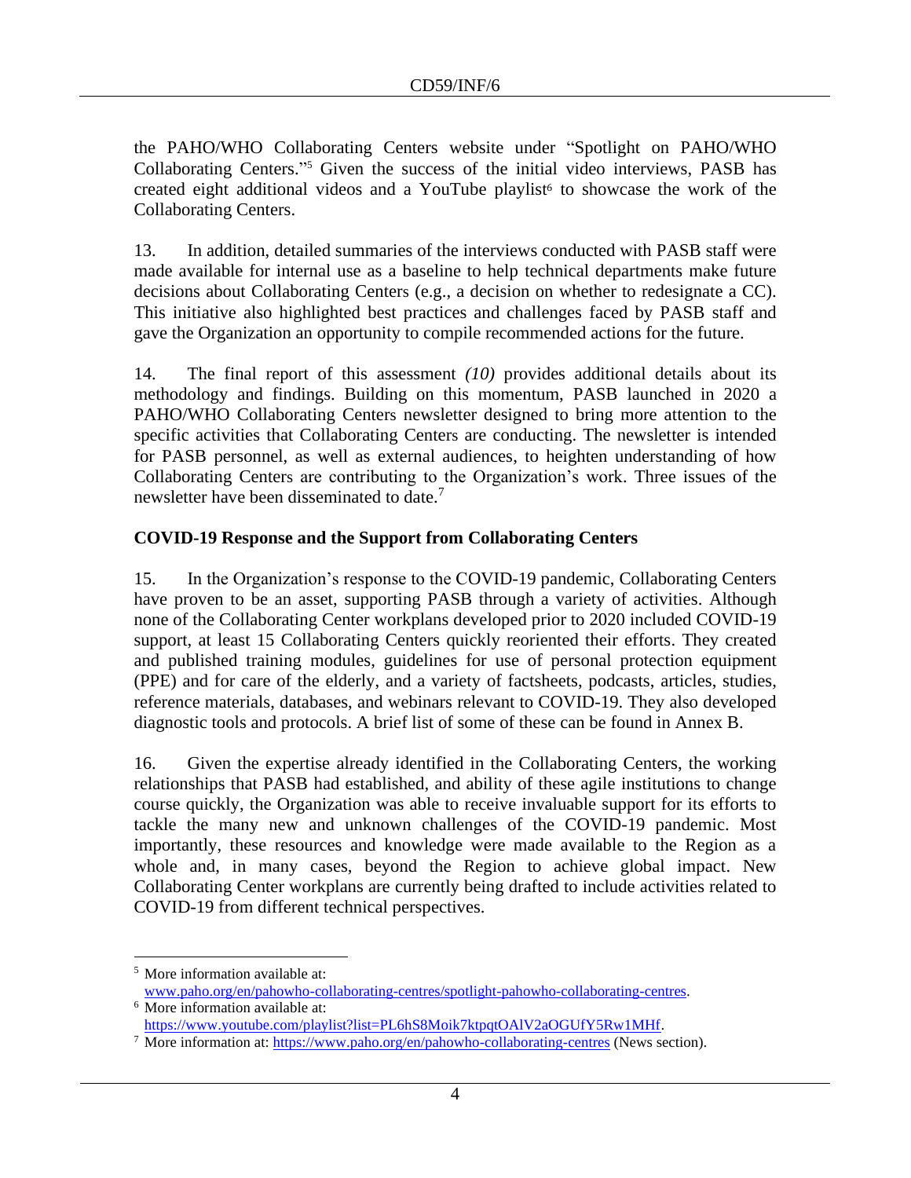the PAHO/WHO Collaborating Centers website under "Spotlight on PAHO/WHO Collaborating Centers."[5] Given the success of the initial video interviews, PASB has created eight additional videos and a YouTube playlist[6] to showcase the work of the Collaborating Centers.

13. In addition, detailed summaries of the interviews conducted with PASB staff were made available for internal use as a baseline to help technical departments make future decisions about Collaborating Centers (e.g., a decision on whether to redesignate a CC). This initiative also highlighted best practices and challenges faced by PASB staff and gave the Organization an opportunity to compile recommended actions for the future.

14. The final report of this assessment *(10)* provides additional details about its methodology and findings. Building on this momentum, PASB launched in 2020 a PAHO/WHO Collaborating Centers newsletter designed to bring more attention to the specific activities that Collaborating Centers are conducting. The newsletter is intended for PASB personnel, as well as external audiences, to heighten understanding of how Collaborating Centers are contributing to the Organization's work. Three issues of the newsletter have been disseminated to date.[7]

## COVID-19 Response and the Support from Collaborating Centers

15. In the Organization's response to the COVID-19 pandemic, Collaborating Centers have proven to be an asset, supporting PASB through a variety of activities. Although none of the Collaborating Center workplans developed prior to 2020 included COVID-19 support, at least 15 Collaborating Centers quickly reoriented their efforts. They created and published training modules, guidelines for use of personal protection equipment (PPE) and for care of the elderly, and a variety of factsheets, podcasts, articles, studies, reference materials, databases, and webinars relevant to COVID-19. They also developed diagnostic tools and protocols. A brief list of some of these can be found in Annex B.

16. Given the expertise already identified in the Collaborating Centers, the working relationships that PASB had established, and ability of these agile institutions to change course quickly, the Organization was able to receive invaluable support for its efforts to tackle the many new and unknown challenges of the COVID-19 pandemic. Most importantly, these resources and knowledge were made available to the Region as a whole and, in many cases, beyond the Region to achieve global impact. New Collaborating Center workplans are currently being drafted to include activities related to COVID-19 from different technical perspectives.

---

[5] More information available at: www.paho.org/en/pahowho-collaborating-centres/spotlight-pahowho-collaborating-centres.

[6] More information available at: https://www.youtube.com/playlist?list=PL6hS8Moik7ktpqtOAlV2aOGUfY5Rw1MHf.

[7] More information at: https://www.paho.org/en/pahowho-collaborating-centres (News section).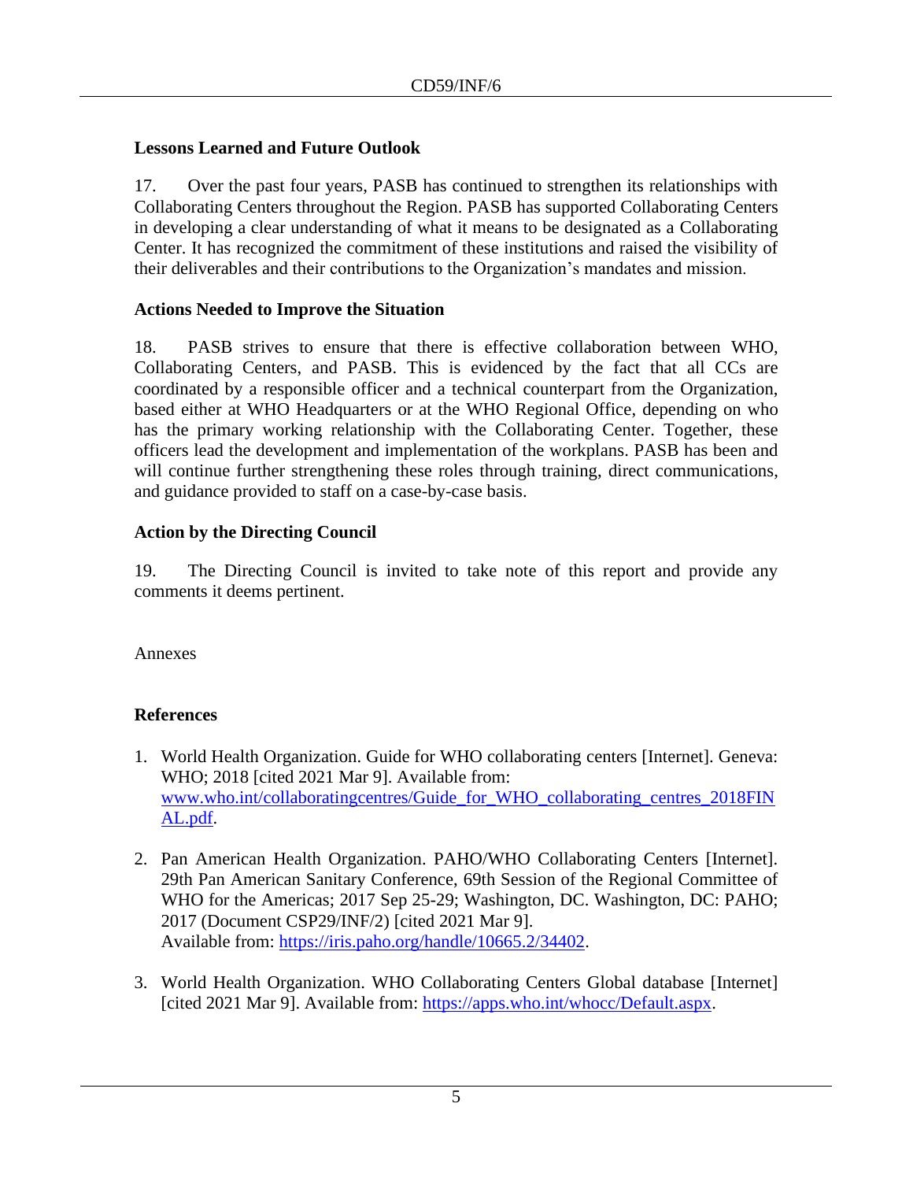### Lessons Learned and Future Outlook

17. Over the past four years, PASB has continued to strengthen its relationships with Collaborating Centers throughout the Region. PASB has supported Collaborating Centers in developing a clear understanding of what it means to be designated as a Collaborating Center. It has recognized the commitment of these institutions and raised the visibility of their deliverables and their contributions to the Organization's mandates and mission.

### Actions Needed to Improve the Situation

18. PASB strives to ensure that there is effective collaboration between WHO, Collaborating Centers, and PASB. This is evidenced by the fact that all CCs are coordinated by a responsible officer and a technical counterpart from the Organization, based either at WHO Headquarters or at the WHO Regional Office, depending on who has the primary working relationship with the Collaborating Center. Together, these officers lead the development and implementation of the workplans. PASB has been and will continue further strengthening these roles through training, direct communications, and guidance provided to staff on a case-by-case basis.

### Action by the Directing Council

19. The Directing Council is invited to take note of this report and provide any comments it deems pertinent.

Annexes

### References

1. World Health Organization. Guide for WHO collaborating centers [Internet]. Geneva: WHO; 2018 [cited 2021 Mar 9]. Available from: www.who.int/collaboratingcentres/Guide_for_WHO_collaborating_centres_2018FINAL.pdf.

2. Pan American Health Organization. PAHO/WHO Collaborating Centers [Internet]. 29th Pan American Sanitary Conference, 69th Session of the Regional Committee of WHO for the Americas; 2017 Sep 25-29; Washington, DC. Washington, DC: PAHO; 2017 (Document CSP29/INF/2) [cited 2021 Mar 9]. Available from: https://iris.paho.org/handle/10665.2/34402.

3. World Health Organization. WHO Collaborating Centers Global database [Internet] [cited 2021 Mar 9]. Available from: https://apps.who.int/whocc/Default.aspx.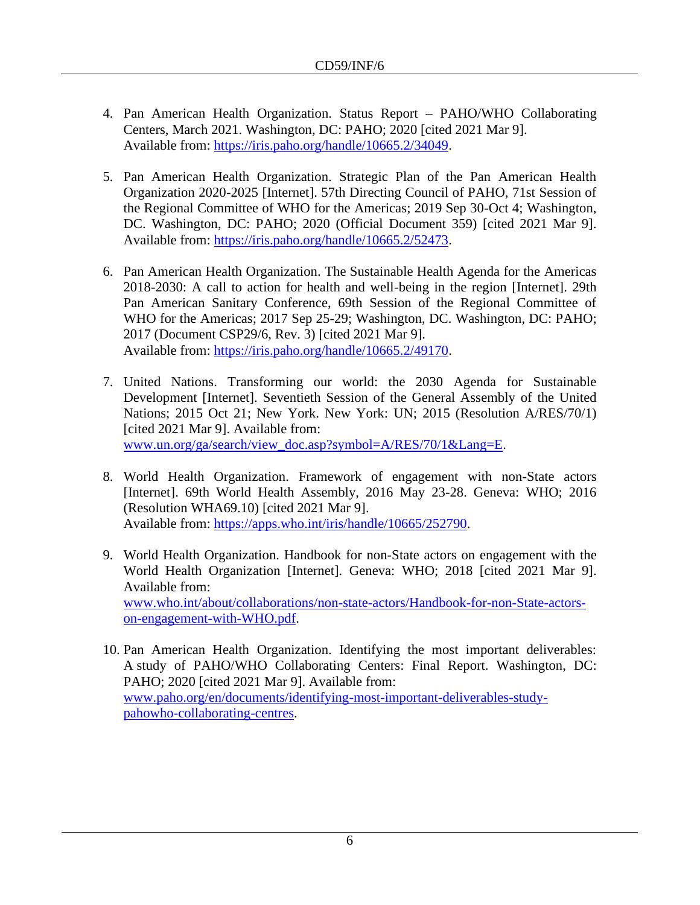4. Pan American Health Organization. Status Report – PAHO/WHO Collaborating Centers, March 2021. Washington, DC: PAHO; 2020 [cited 2021 Mar 9]. Available from: https://iris.paho.org/handle/10665.2/34049.

5. Pan American Health Organization. Strategic Plan of the Pan American Health Organization 2020-2025 [Internet]. 57th Directing Council of PAHO, 71st Session of the Regional Committee of WHO for the Americas; 2019 Sep 30-Oct 4; Washington, DC. Washington, DC: PAHO; 2020 (Official Document 359) [cited 2021 Mar 9]. Available from: https://iris.paho.org/handle/10665.2/52473.

6. Pan American Health Organization. The Sustainable Health Agenda for the Americas 2018-2030: A call to action for health and well-being in the region [Internet]. 29th Pan American Sanitary Conference, 69th Session of the Regional Committee of WHO for the Americas; 2017 Sep 25-29; Washington, DC. Washington, DC: PAHO; 2017 (Document CSP29/6, Rev. 3) [cited 2021 Mar 9]. Available from: https://iris.paho.org/handle/10665.2/49170.

7. United Nations. Transforming our world: the 2030 Agenda for Sustainable Development [Internet]. Seventieth Session of the General Assembly of the United Nations; 2015 Oct 21; New York. New York: UN; 2015 (Resolution A/RES/70/1) [cited 2021 Mar 9]. Available from: www.un.org/ga/search/view_doc.asp?symbol=A/RES/70/1&Lang=E.

8. World Health Organization. Framework of engagement with non-State actors [Internet]. 69th World Health Assembly, 2016 May 23-28. Geneva: WHO; 2016 (Resolution WHA69.10) [cited 2021 Mar 9]. Available from: https://apps.who.int/iris/handle/10665/252790.

9. World Health Organization. Handbook for non-State actors on engagement with the World Health Organization [Internet]. Geneva: WHO; 2018 [cited 2021 Mar 9]. Available from: www.who.int/about/collaborations/non-state-actors/Handbook-for-non-State-actors-on-engagement-with-WHO.pdf.

10. Pan American Health Organization. Identifying the most important deliverables: A study of PAHO/WHO Collaborating Centers: Final Report. Washington, DC: PAHO; 2020 [cited 2021 Mar 9]. Available from: www.paho.org/en/documents/identifying-most-important-deliverables-study-pahowho-collaborating-centres.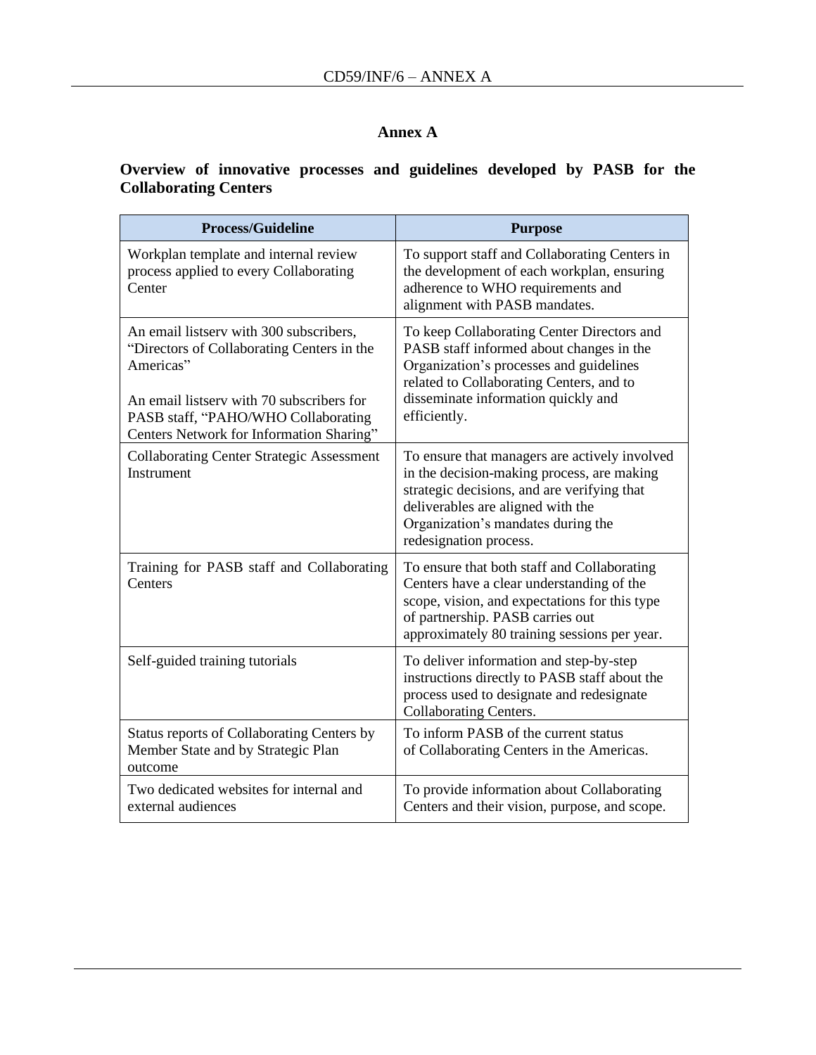# Annex A

## Overview of innovative processes and guidelines developed by PASB for the Collaborating Centers

| Process/Guideline | Purpose |
|---|---|
| Workplan template and internal review process applied to every Collaborating Center | To support staff and Collaborating Centers in the development of each workplan, ensuring adherence to WHO requirements and alignment with PASB mandates. |
| An email listserv with 300 subscribers, "Directors of Collaborating Centers in the Americas"<br><br>An email listserv with 70 subscribers for PASB staff, "PAHO/WHO Collaborating Centers Network for Information Sharing" | To keep Collaborating Center Directors and PASB staff informed about changes in the Organization's processes and guidelines related to Collaborating Centers, and to disseminate information quickly and efficiently. |
| Collaborating Center Strategic Assessment Instrument | To ensure that managers are actively involved in the decision-making process, are making strategic decisions, and are verifying that deliverables are aligned with the Organization's mandates during the redesignation process. |
| Training for PASB staff and Collaborating Centers | To ensure that both staff and Collaborating Centers have a clear understanding of the scope, vision, and expectations for this type of partnership. PASB carries out approximately 80 training sessions per year. |
| Self-guided training tutorials | To deliver information and step-by-step instructions directly to PASB staff about the process used to designate and redesignate Collaborating Centers. |
| Status reports of Collaborating Centers by Member State and by Strategic Plan outcome | To inform PASB of the current status of Collaborating Centers in the Americas. |
| Two dedicated websites for internal and external audiences | To provide information about Collaborating Centers and their vision, purpose, and scope. |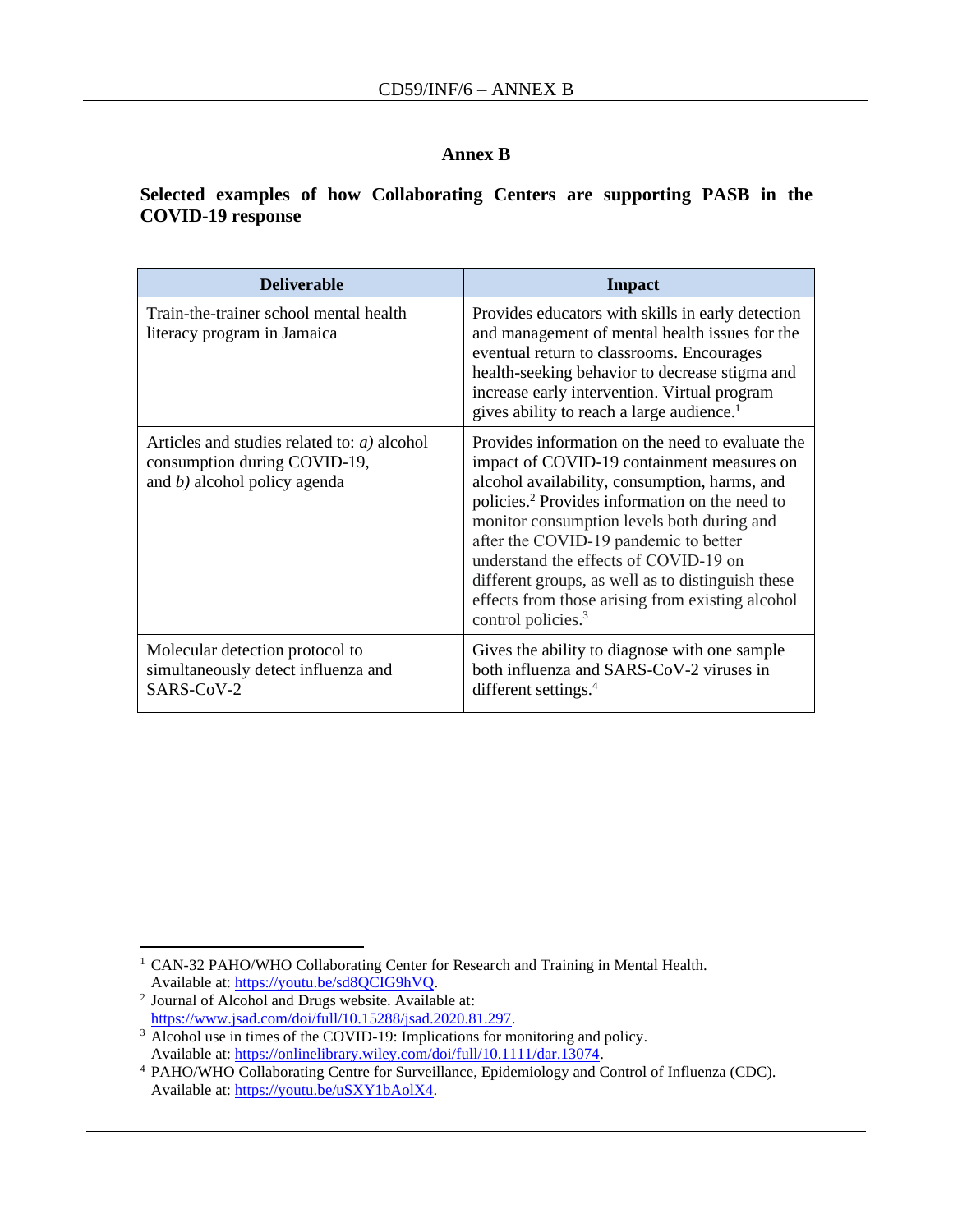# Annex B

## Selected examples of how Collaborating Centers are supporting PASB in the COVID-19 response

| Deliverable | Impact |
| --- | --- |
| Train-the-trainer school mental health literacy program in Jamaica | Provides educators with skills in early detection and management of mental health issues for the eventual return to classrooms. Encourages health-seeking behavior to decrease stigma and increase early intervention. Virtual program gives ability to reach a large audience.[1] |
| Articles and studies related to: *a)* alcohol consumption during COVID-19, and *b)* alcohol policy agenda | Provides information on the need to evaluate the impact of COVID-19 containment measures on alcohol availability, consumption, harms, and policies.[2] Provides information on the need to monitor consumption levels both during and after the COVID-19 pandemic to better understand the effects of COVID-19 on different groups, as well as to distinguish these effects from those arising from existing alcohol control policies.[3] |
| Molecular detection protocol to simultaneously detect influenza and SARS-CoV-2 | Gives the ability to diagnose with one sample both influenza and SARS-CoV-2 viruses in different settings.[4] |

---

[1] CAN-32 PAHO/WHO Collaborating Center for Research and Training in Mental Health. Available at: https://youtu.be/sd8QCIG9hVQ.

[2] Journal of Alcohol and Drugs website. Available at: https://www.jsad.com/doi/full/10.15288/jsad.2020.81.297.

[3] Alcohol use in times of the COVID-19: Implications for monitoring and policy. Available at: https://onlinelibrary.wiley.com/doi/full/10.1111/dar.13074.

[4] PAHO/WHO Collaborating Centre for Surveillance, Epidemiology and Control of Influenza (CDC). Available at: https://youtu.be/uSXY1bAolX4.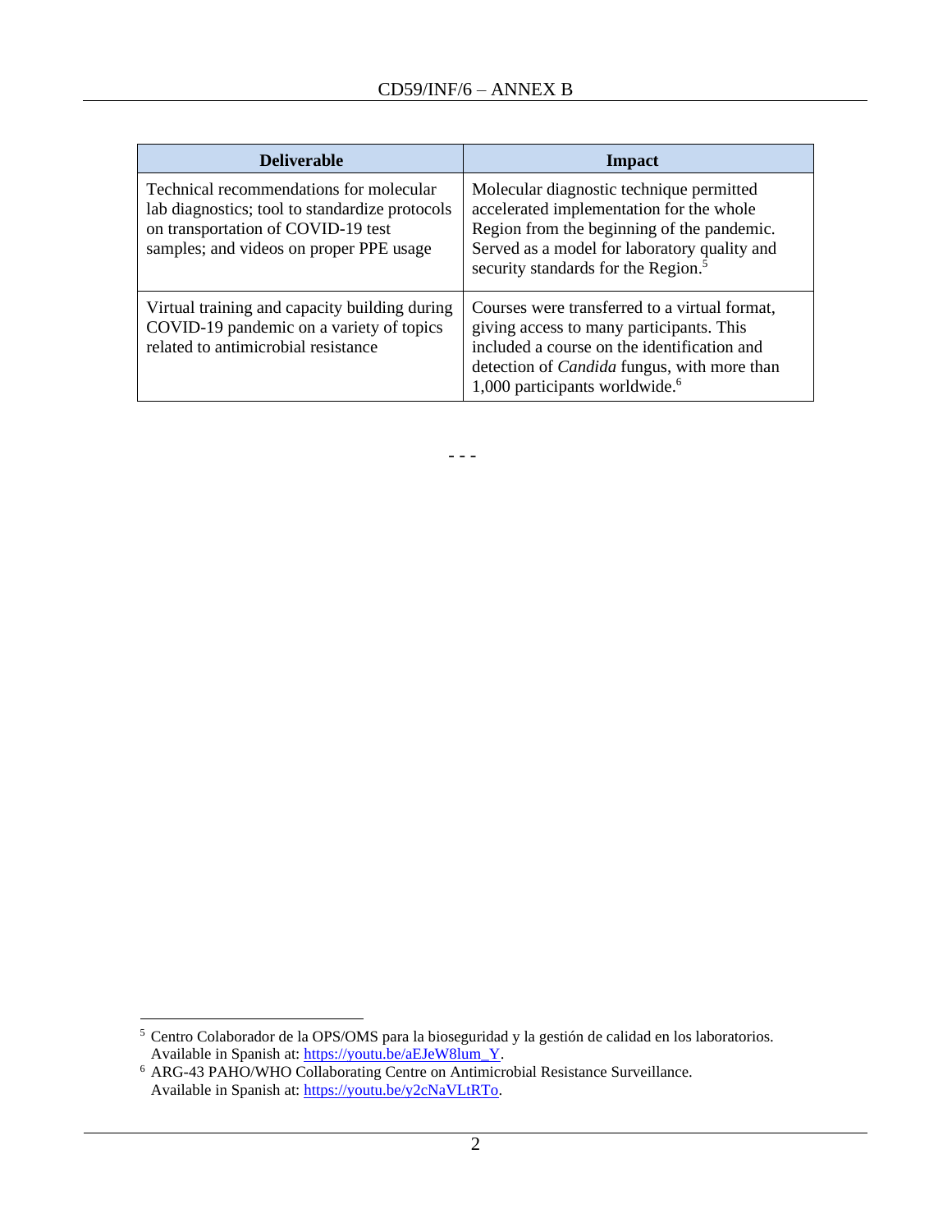| Deliverable | Impact |
| --- | --- |
| Technical recommendations for molecular lab diagnostics; tool to standardize protocols on transportation of COVID-19 test samples; and videos on proper PPE usage | Molecular diagnostic technique permitted accelerated implementation for the whole Region from the beginning of the pandemic. Served as a model for laboratory quality and security standards for the Region.[5] |
| Virtual training and capacity building during COVID-19 pandemic on a variety of topics related to antimicrobial resistance | Courses were transferred to a virtual format, giving access to many participants. This included a course on the identification and detection of *Candida* fungus, with more than 1,000 participants worldwide.[6] |

- - -

[5] Centro Colaborador de la OPS/OMS para la bioseguridad y la gestión de calidad en los laboratorios. Available in Spanish at: https://youtu.be/aEJeW8lum_Y.

[6] ARG-43 PAHO/WHO Collaborating Centre on Antimicrobial Resistance Surveillance. Available in Spanish at: https://youtu.be/y2cNaVLtRTo.